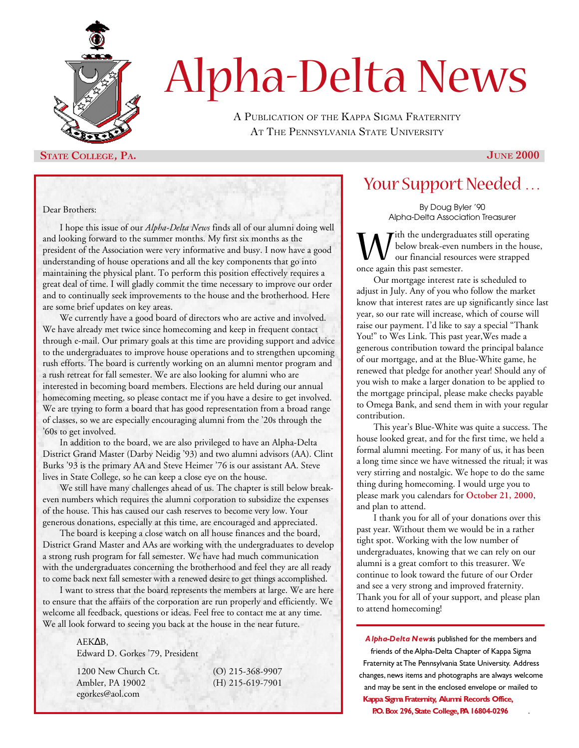# Alpha-Delta News

A Publication of the Kappa Sigma Fraternity
At The Pennsylvania State University

**State College, Pa.** **June 2000**

Dear Brothers:

I hope this issue of our *Alpha-Delta News* finds all of our alumni doing well and looking forward to the summer months. My first six months as the president of the Association were very informative and busy. I now have a good understanding of house operations and all the key components that go into maintaining the physical plant. To perform this position effectively requires a great deal of time. I will gladly commit the time necessary to improve our order and to continually seek improvements to the house and the brotherhood. Here are some brief updates on key areas.

We currently have a good board of directors who are active and involved. We have already met twice since homecoming and keep in frequent contact through e-mail. Our primary goals at this time are providing support and advice to the undergraduates to improve house operations and to strengthen upcoming rush efforts. The board is currently working on an alumni mentor program and a rush retreat for fall semester. We are also looking for alumni who are interested in becoming board members. Elections are held during our annual homecoming meeting, so please contact me if you have a desire to get involved. We are trying to form a board that has good representation from a broad range of classes, so we are especially encouraging alumni from the '20s through the '60s to get involved.

In addition to the board, we are also privileged to have an Alpha-Delta District Grand Master (Darby Neidig '93) and two alumni advisors (AA). Clint Burks '93 is the primary AA and Steve Heimer '76 is our assistant AA. Steve lives in State College, so he can keep a close eye on the house.

We still have many challenges ahead of us. The chapter is still below break-even numbers which requires the alumni corporation to subsidize the expenses of the house. This has caused our cash reserves to become very low. Your generous donations, especially at this time, are encouraged and appreciated.

The board is keeping a close watch on all house finances and the board, District Grand Master and AAs are working with the undergraduates to develop a strong rush program for fall semester. We have had much communication with the undergraduates concerning the brotherhood and feel they are all ready to come back next fall semester with a renewed desire to get things accomplished.

I want to stress that the board represents the members at large. We are here to ensure that the affairs of the corporation are run properly and efficiently. We welcome all feedback, questions or ideas. Feel free to contact me at any time. We all look forward to seeing you back at the house in the near future.

AEKΔB,
Edward D. Gorkes '79, President

1200 New Church Ct.
Ambler, PA 19002
egorkes@aol.com

(O) 215-368-9907
(H) 215-619-7901

## Your Support Needed …

By Doug Byler '90
Alpha-Delta Association Treasurer

With the undergraduates still operating below break-even numbers in the house, our financial resources were strapped once again this past semester.

Our mortgage interest rate is scheduled to adjust in July. Any of you who follow the market know that interest rates are up significantly since last year, so our rate will increase, which of course will raise our payment. I'd like to say a special "Thank You!" to Wes Link. This past year, Wes made a generous contribution toward the principal balance of our mortgage, and at the Blue-White game, he renewed that pledge for another year! Should any of you wish to make a larger donation to be applied to the mortgage principal, please make checks payable to Omega Bank, and send them in with your regular contribution.

This year's Blue-White was quite a success. The house looked great, and for the first time, we held a formal alumni meeting. For many of us, it has been a long time since we have witnessed the ritual; it was very stirring and nostalgic. We hope to do the same thing during homecoming. I would urge you to please mark you calendars for **October 21, 2000**, and plan to attend.

I thank you for all of your donations over this past year. Without them we would be in a rather tight spot. Working with the low number of undergraduates, knowing that we can rely on our alumni is a great comfort to this treasurer. We continue to look toward the future of our Order and see a very strong and improved fraternity. Thank you for all of your support, and please plan to attend homecoming!

---

***Alpha-Delta News*** is published for the members and friends of the Alpha-Delta Chapter of Kappa Sigma Fraternity at The Pennsylvania State University. Address changes, news items and photographs are always welcome and may be sent in the enclosed envelope or mailed to **Kappa Sigma Fraternity, Alumni Records Office, P.O. Box 296, State College, PA 16804-0296**.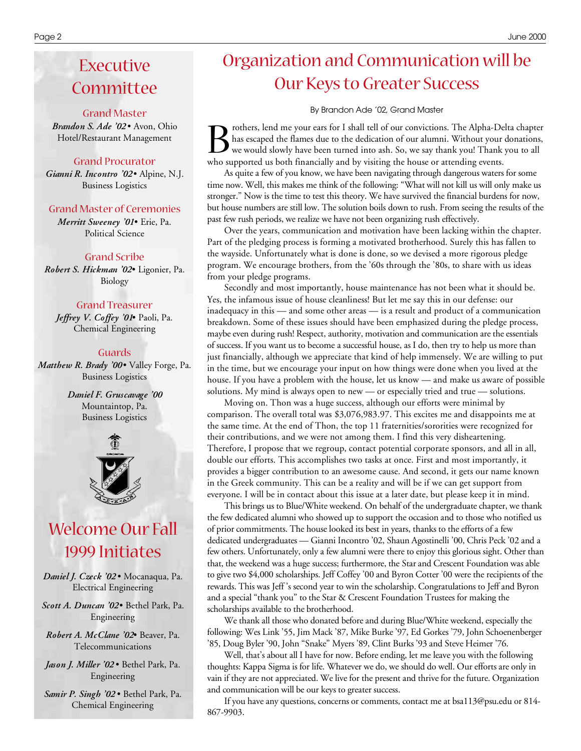# Executive Committee

### Grand Master
*Brandon S. Ade '02* • Avon, Ohio
Hotel/Restaurant Management

### Grand Procurator
*Gianni R. Incontro '02*• Alpine, N.J.
Business Logistics

### Grand Master of Ceremonies
*Merritt Sweeney '01*• Erie, Pa.
Political Science

### Grand Scribe
*Robert S. Hickman '02*• Ligonier, Pa.
Biology

### Grand Treasurer
*Jeffrey V. Coffey '01*• Paoli, Pa.
Chemical Engineering

### Guards
*Matthew R. Brady '00*• Valley Forge, Pa.
Business Logistics

*Daniel F. Gruscavage '00*
Mountaintop, Pa.
Business Logistics

# Welcome Our Fall 1999 Initiates

*Daniel J. Czeck '02* • Mocanaqua, Pa.
Electrical Engineering

*Scott A. Duncan '02*• Bethel Park, Pa.
Engineering

*Robert A. McClane '02*• Beaver, Pa.
Telecommunications

*Jason J. Miller '02* • Bethel Park, Pa.
Engineering

*Samir P. Singh '02* • Bethel Park, Pa.
Chemical Engineering

# Organization and Communication will be Our Keys to Greater Success

By Brandon Ade '02, Grand Master

Brothers, lend me your ears for I shall tell of our convictions. The Alpha-Delta chapter has escaped the flames due to the dedication of our alumni. Without your donations, we would slowly have been turned into ash. So, we say thank you! Thank you to all who supported us both financially and by visiting the house or attending events.

As quite a few of you know, we have been navigating through dangerous waters for some time now. Well, this makes me think of the following: "What will not kill us will only make us stronger." Now is the time to test this theory. We have survived the financial burdens for now, but house numbers are still low. The solution boils down to rush. From seeing the results of the past few rush periods, we realize we have not been organizing rush effectively.

Over the years, communication and motivation have been lacking within the chapter. Part of the pledging process is forming a motivated brotherhood. Surely this has fallen to the wayside. Unfortunately what is done is done, so we devised a more rigorous pledge program. We encourage brothers, from the '60s through the '80s, to share with us ideas from your pledge programs.

Secondly and most importantly, house maintenance has not been what it should be. Yes, the infamous issue of house cleanliness! But let me say this in our defense: our inadequacy in this — and some other areas — is a result and product of a communication breakdown. Some of these issues should have been emphasized during the pledge process, maybe even during rush! Respect, authority, motivation and communication are the essentials of success. If you want us to become a successful house, as I do, then try to help us more than just financially, although we appreciate that kind of help immensely. We are willing to put in the time, but we encourage your input on how things were done when you lived at the house. If you have a problem with the house, let us know — and make us aware of possible solutions. My mind is always open to new — or especially tried and true — solutions.

Moving on. Thon was a huge success, although our efforts were minimal by comparison. The overall total was $3,076,983.97. This excites me and disappoints me at the same time. At the end of Thon, the top 11 fraternities/sororities were recognized for their contributions, and we were not among them. I find this very disheartening. Therefore, I propose that we regroup, contact potential corporate sponsors, and all in all, double our efforts. This accomplishes two tasks at once. First and most importantly, it provides a bigger contribution to an awesome cause. And second, it gets our name known in the Greek community. This can be a reality and will be if we can get support from everyone. I will be in contact about this issue at a later date, but please keep it in mind.

This brings us to Blue/White weekend. On behalf of the undergraduate chapter, we thank the few dedicated alumni who showed up to support the occasion and to those who notified us of prior commitments. The house looked its best in years, thanks to the efforts of a few dedicated undergraduates — Gianni Incontro '02, Shaun Agostinelli '00, Chris Peck '02 and a few others. Unfortunately, only a few alumni were there to enjoy this glorious sight. Other than that, the weekend was a huge success; furthermore, the Star and Crescent Foundation was able to give two $4,000 scholarships. Jeff Coffey '00 and Byron Cotter '00 were the recipients of the rewards. This was Jeff's second year to win the scholarship. Congratulations to Jeff and Byron and a special "thank you" to the Star & Crescent Foundation Trustees for making the scholarships available to the brotherhood.

We thank all those who donated before and during Blue/White weekend, especially the following: Wes Link '55, Jim Mack '87, Mike Burke '97, Ed Gorkes '79, John Schoenenberger '85, Doug Byler '90, John "Snake" Myers '89, Clint Burks '93 and Steve Heimer '76.

Well, that's about all I have for now. Before ending, let me leave you with the following thoughts: Kappa Sigma is for life. Whatever we do, we should do well. Our efforts are only in vain if they are not appreciated. We live for the present and thrive for the future. Organization and communication will be our keys to greater success.

If you have any questions, concerns or comments, contact me at bsa113@psu.edu or 814-867-9903.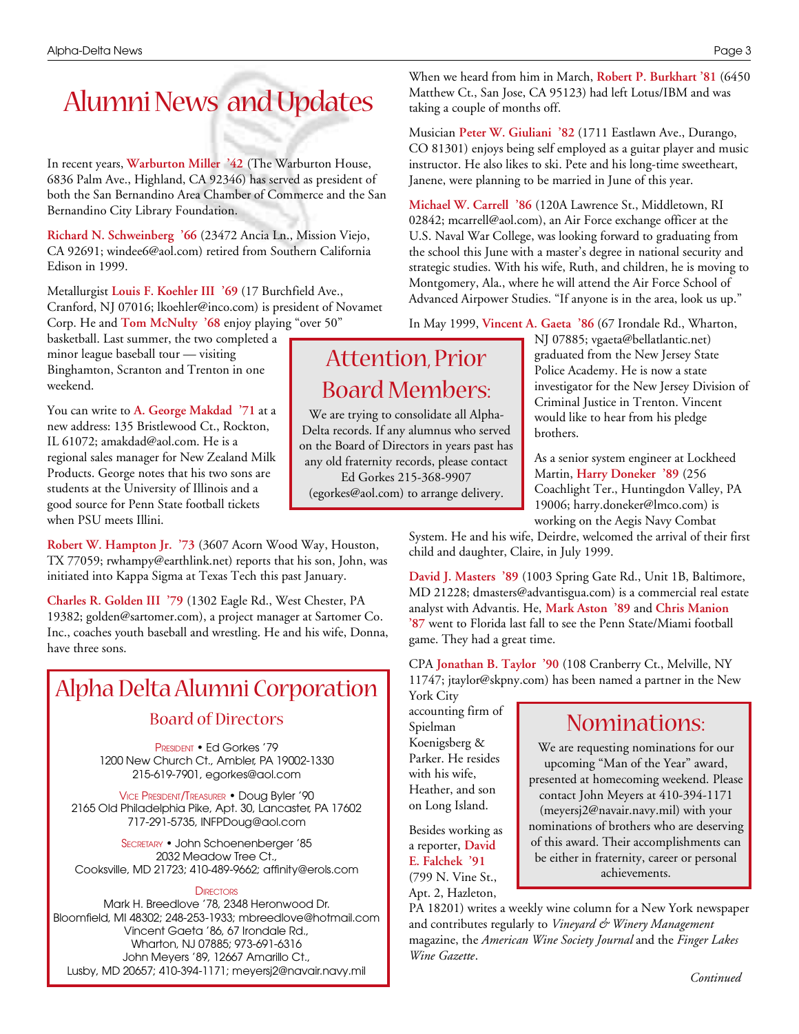# Alumni News and Updates

In recent years, **Warburton Miller '42** (The Warburton House, 6836 Palm Ave., Highland, CA 92346) has served as president of both the San Bernandino Area Chamber of Commerce and the San Bernandino City Library Foundation.

**Richard N. Schweinberg '66** (23472 Ancia Ln., Mission Viejo, CA 92691; windee6@aol.com) retired from Southern California Edison in 1999.

Metallurgist **Louis F. Koehler III '69** (17 Burchfield Ave., Cranford, NJ 07016; lkoehler@inco.com) is president of Novamet Corp. He and **Tom McNulty '68** enjoy playing "over 50" basketball. Last summer, the two completed a minor league baseball tour — visiting Binghamton, Scranton and Trenton in one weekend.

You can write to **A. George Makdad '71** at a new address: 135 Bristlewood Ct., Rockton, IL 61072; amakdad@aol.com. He is a regional sales manager for New Zealand Milk Products. George notes that his two sons are students at the University of Illinois and a good source for Penn State football tickets when PSU meets Illini.

**Robert W. Hampton Jr. '73** (3607 Acorn Wood Way, Houston, TX 77059; rwhampy@earthlink.net) reports that his son, John, was initiated into Kappa Sigma at Texas Tech this past January.

**Charles R. Golden III '79** (1302 Eagle Rd., West Chester, PA 19382; golden@sartomer.com), a project manager at Sartomer Co. Inc., coaches youth baseball and wrestling. He and his wife, Donna, have three sons.

## Attention, Prior Board Members:

We are trying to consolidate all Alpha-Delta records. If any alumnus who served on the Board of Directors in years past has any old fraternity records, please contact Ed Gorkes 215-368-9907 (egorkes@aol.com) to arrange delivery.

## Alpha Delta Alumni Corporation

### Board of Directors

PRESIDENT • Ed Gorkes '79
1200 New Church Ct., Ambler, PA 19002-1330
215-619-7901, egorkes@aol.com

VICE PRESIDENT/TREASURER • Doug Byler '90
2165 Old Philadelphia Pike, Apt. 30, Lancaster, PA 17602
717-291-5735, INFPDoug@aol.com

SECRETARY • John Schoenenberger '85
2032 Meadow Tree Ct.,
Cooksville, MD 21723; 410-489-9662; affinity@erols.com

DIRECTORS

Mark H. Breedlove '78, 2348 Heronwood Dr.
Bloomfield, MI 48302; 248-253-1933; mbreedlove@hotmail.com

Vincent Gaeta '86, 67 Irondale Rd.,
Wharton, NJ 07885; 973-691-6316

John Meyers '89, 12667 Amarillo Ct.,
Lusby, MD 20657; 410-394-1171; meyersj2@navair.navy.mil

When we heard from him in March, **Robert P. Burkhart '81** (6450 Matthew Ct., San Jose, CA 95123) had left Lotus/IBM and was taking a couple of months off.

Musician **Peter W. Giuliani '82** (1711 Eastlawn Ave., Durango, CO 81301) enjoys being self employed as a guitar player and music instructor. He also likes to ski. Pete and his long-time sweetheart, Janene, were planning to be married in June of this year.

**Michael W. Carrell '86** (120A Lawrence St., Middletown, RI 02842; mcarrell@aol.com), an Air Force exchange officer at the U.S. Naval War College, was looking forward to graduating from the school this June with a master's degree in national security and strategic studies. With his wife, Ruth, and children, he is moving to Montgomery, Ala., where he will attend the Air Force School of Advanced Airpower Studies. "If anyone is in the area, look us up."

In May 1999, **Vincent A. Gaeta '86** (67 Irondale Rd., Wharton, NJ 07885; vgaeta@bellatlantic.net) graduated from the New Jersey State Police Academy. He is now a state investigator for the New Jersey Division of Criminal Justice in Trenton. Vincent would like to hear from his pledge brothers.

As a senior system engineer at Lockheed Martin, **Harry Doneker '89** (256 Coachlight Ter., Huntingdon Valley, PA 19006; harry.doneker@lmco.com) is working on the Aegis Navy Combat System. He and his wife, Deirdre, welcomed the arrival of their first child and daughter, Claire, in July 1999.

**David J. Masters '89** (1003 Spring Gate Rd., Unit 1B, Baltimore, MD 21228; dmasters@advantisgua.com) is a commercial real estate analyst with Advantis. He, **Mark Aston '89** and **Chris Manion '87** went to Florida last fall to see the Penn State/Miami football game. They had a great time.

CPA **Jonathan B. Taylor '90** (108 Cranberry Ct., Melville, NY 11747; jtaylor@skpny.com) has been named a partner in the New York City accounting firm of Spielman Koenigsberg & Parker. He resides with his wife, Heather, and son on Long Island.

Besides working as a reporter, **David E. Falchek '91** (799 N. Vine St., Apt. 2, Hazleton, PA 18201) writes a weekly wine column for a New York newspaper and contributes regularly to *Vineyard & Winery Management* magazine, the *American Wine Society Journal* and the *Finger Lakes Wine Gazette*.

## Nominations:

We are requesting nominations for our upcoming "Man of the Year" award, presented at homecoming weekend. Please contact John Meyers at 410-394-1171 (meyersj2@navair.navy.mil) with your nominations of brothers who are deserving of this award. Their accomplishments can be either in fraternity, career or personal achievements.

*Continued*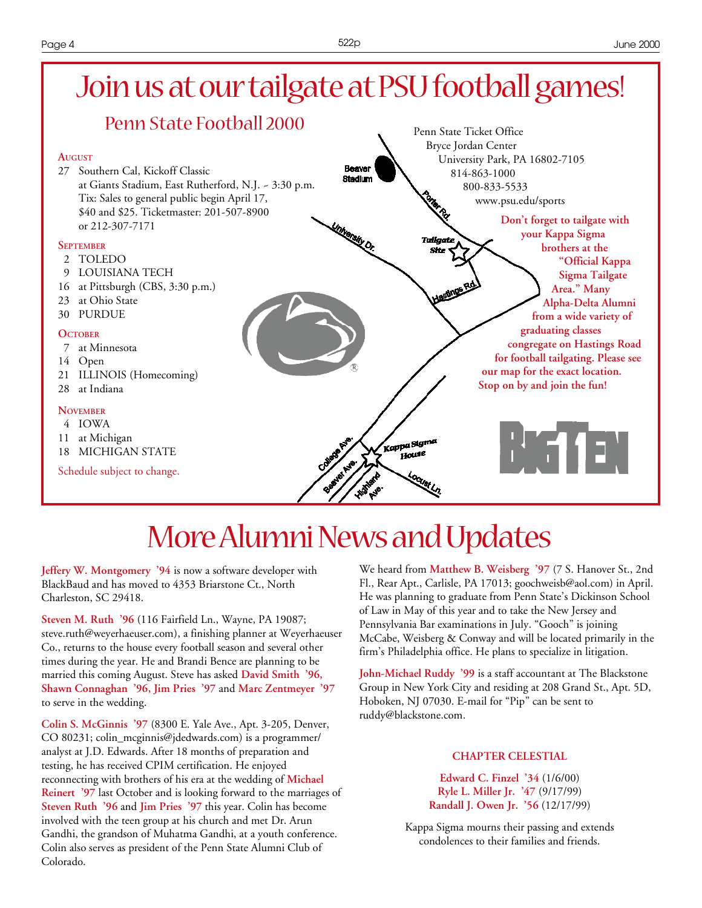# Join us at our tailgate at PSU football games!

## Penn State Football 2000

**AUGUST**

27 Southern Cal, Kickoff Classic
at Giants Stadium, East Rutherford, N.J. - 3:30 p.m.
Tix: Sales to general public begin April 17,
$40 and $25. Ticketmaster: 201-507-8900
or 212-307-7171

**SEPTEMBER**

2 TOLEDO
9 LOUISIANA TECH
16 at Pittsburgh (CBS, 3:30 p.m.)
23 at Ohio State
30 PURDUE

**OCTOBER**

7 at Minnesota
14 Open
21 ILLINOIS (Homecoming)
28 at Indiana

**NOVEMBER**

4 IOWA
11 at Michigan
18 MICHIGAN STATE

Schedule subject to change.

Penn State Ticket Office
Bryce Jordan Center
University Park, PA 16802-7105
814-863-1000
800-833-5533
www.psu.edu/sports

Beaver Stadium
Porter Rd.
University Dr.
Tailgate Site
Hastings Rd.
College Ave.
Beaver Ave.
Highland Ave.
Kappa Sigma House
Locust Ln.

**Don't forget to tailgate with your Kappa Sigma brothers at the "Official Kappa Sigma Tailgate Area." Many Alpha-Delta Alumni from a wide variety of graduating classes congregate on Hastings Road for football tailgating. Please see our map for the exact location. Stop on by and join the fun!**

BIG TEN

# More Alumni News and Updates

**Jeffery W. Montgomery '94** is now a software developer with BlackBaud and has moved to 4353 Briarstone Ct., North Charleston, SC 29418.

**Steven M. Ruth '96** (116 Fairfield Ln., Wayne, PA 19087; steve.ruth@weyerhaeuser.com), a finishing planner at Weyerhaeuser Co., returns to the house every football season and several other times during the year. He and Brandi Bence are planning to be married this coming August. Steve has asked **David Smith '96**, **Shawn Connaghan '96**, **Jim Pries '97** and **Marc Zentmeyer '97** to serve in the wedding.

**Colin S. McGinnis '97** (8300 E. Yale Ave., Apt. 3-205, Denver, CO 80231; colin_mcginnis@jdedwards.com) is a programmer/analyst at J.D. Edwards. After 18 months of preparation and testing, he has received CPIM certification. He enjoyed reconnecting with brothers of his era at the wedding of **Michael Reinert '97** last October and is looking forward to the marriages of **Steven Ruth '96** and **Jim Pries '97** this year. Colin has become involved with the teen group at his church and met Dr. Arun Gandhi, the grandson of Muhatma Gandhi, at a youth conference. Colin also serves as president of the Penn State Alumni Club of Colorado.

We heard from **Matthew B. Weisberg '97** (7 S. Hanover St., 2nd Fl., Rear Apt., Carlisle, PA 17013; goochweisb@aol.com) in April. He was planning to graduate from Penn State's Dickinson School of Law in May of this year and to take the New Jersey and Pennsylvania Bar examinations in July. "Gooch" is joining McCabe, Weisberg & Conway and will be located primarily in the firm's Philadelphia office. He plans to specialize in litigation.

**John-Michael Ruddy '99** is a staff accountant at The Blackstone Group in New York City and residing at 208 Grand St., Apt. 5D, Hoboken, NJ 07030. E-mail for "Pip" can be sent to ruddy@blackstone.com.

### CHAPTER CELESTIAL

**Edward C. Finzel '34** (1/6/00)
**Ryle L. Miller Jr. '47** (9/17/99)
**Randall J. Owen Jr. '56** (12/17/99)

Kappa Sigma mourns their passing and extends condolences to their families and friends.